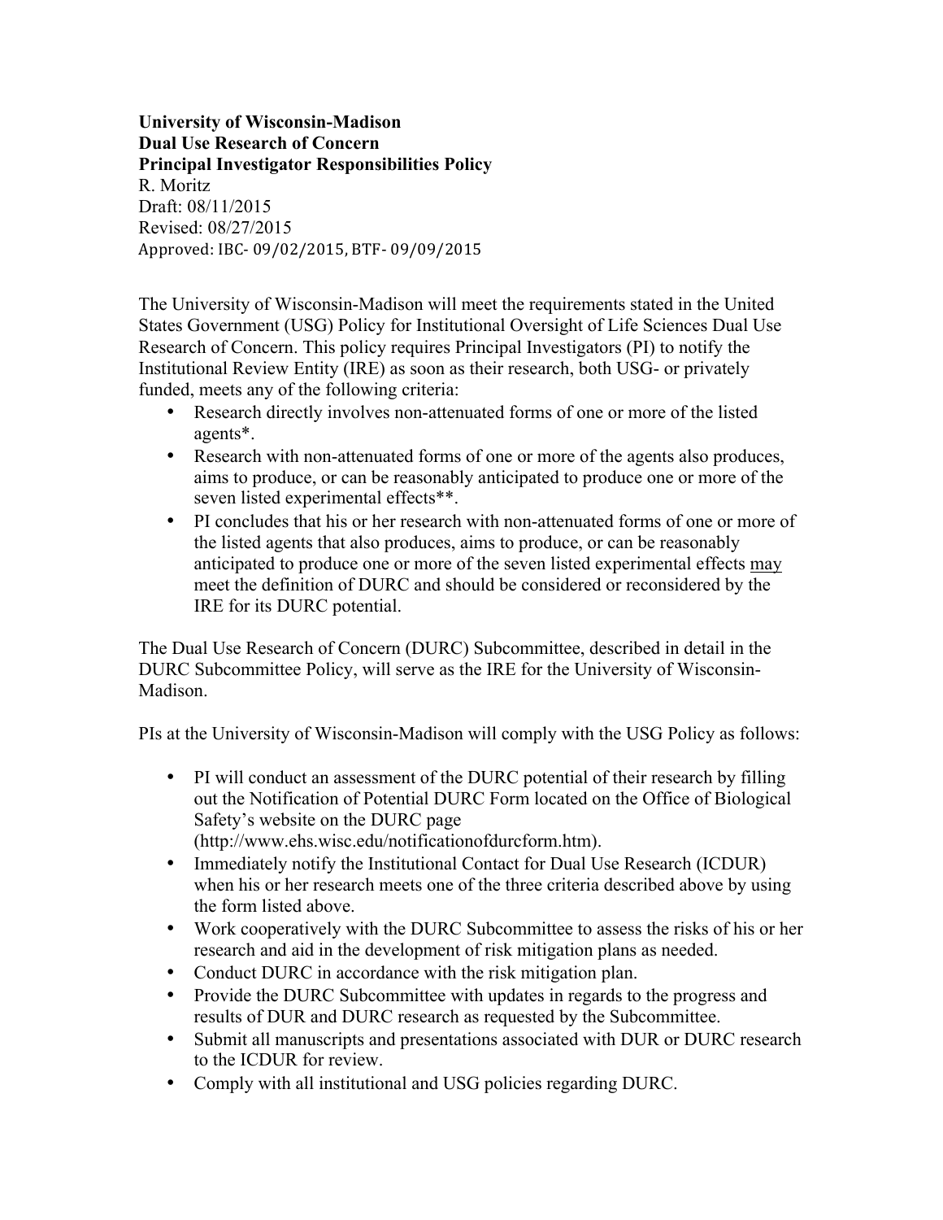**University of Wisconsin-Madison**
**Dual Use Research of Concern**
**Principal Investigator Responsibilities Policy**
R. Moritz
Draft: 08/11/2015
Revised: 08/27/2015
Approved: IBC- 09/02/2015, BTF- 09/09/2015

The University of Wisconsin-Madison will meet the requirements stated in the United States Government (USG) Policy for Institutional Oversight of Life Sciences Dual Use Research of Concern. This policy requires Principal Investigators (PI) to notify the Institutional Review Entity (IRE) as soon as their research, both USG- or privately funded, meets any of the following criteria:

- Research directly involves non-attenuated forms of one or more of the listed agents*.
- Research with non-attenuated forms of one or more of the agents also produces, aims to produce, or can be reasonably anticipated to produce one or more of the seven listed experimental effects**.
- PI concludes that his or her research with non-attenuated forms of one or more of the listed agents that also produces, aims to produce, or can be reasonably anticipated to produce one or more of the seven listed experimental effects <u>may</u> meet the definition of DURC and should be considered or reconsidered by the IRE for its DURC potential.

The Dual Use Research of Concern (DURC) Subcommittee, described in detail in the DURC Subcommittee Policy, will serve as the IRE for the University of Wisconsin-Madison.

PIs at the University of Wisconsin-Madison will comply with the USG Policy as follows:

- PI will conduct an assessment of the DURC potential of their research by filling out the Notification of Potential DURC Form located on the Office of Biological Safety's website on the DURC page (http://www.ehs.wisc.edu/notificationofdurcform.htm).
- Immediately notify the Institutional Contact for Dual Use Research (ICDUR) when his or her research meets one of the three criteria described above by using the form listed above.
- Work cooperatively with the DURC Subcommittee to assess the risks of his or her research and aid in the development of risk mitigation plans as needed.
- Conduct DURC in accordance with the risk mitigation plan.
- Provide the DURC Subcommittee with updates in regards to the progress and results of DUR and DURC research as requested by the Subcommittee.
- Submit all manuscripts and presentations associated with DUR or DURC research to the ICDUR for review.
- Comply with all institutional and USG policies regarding DURC.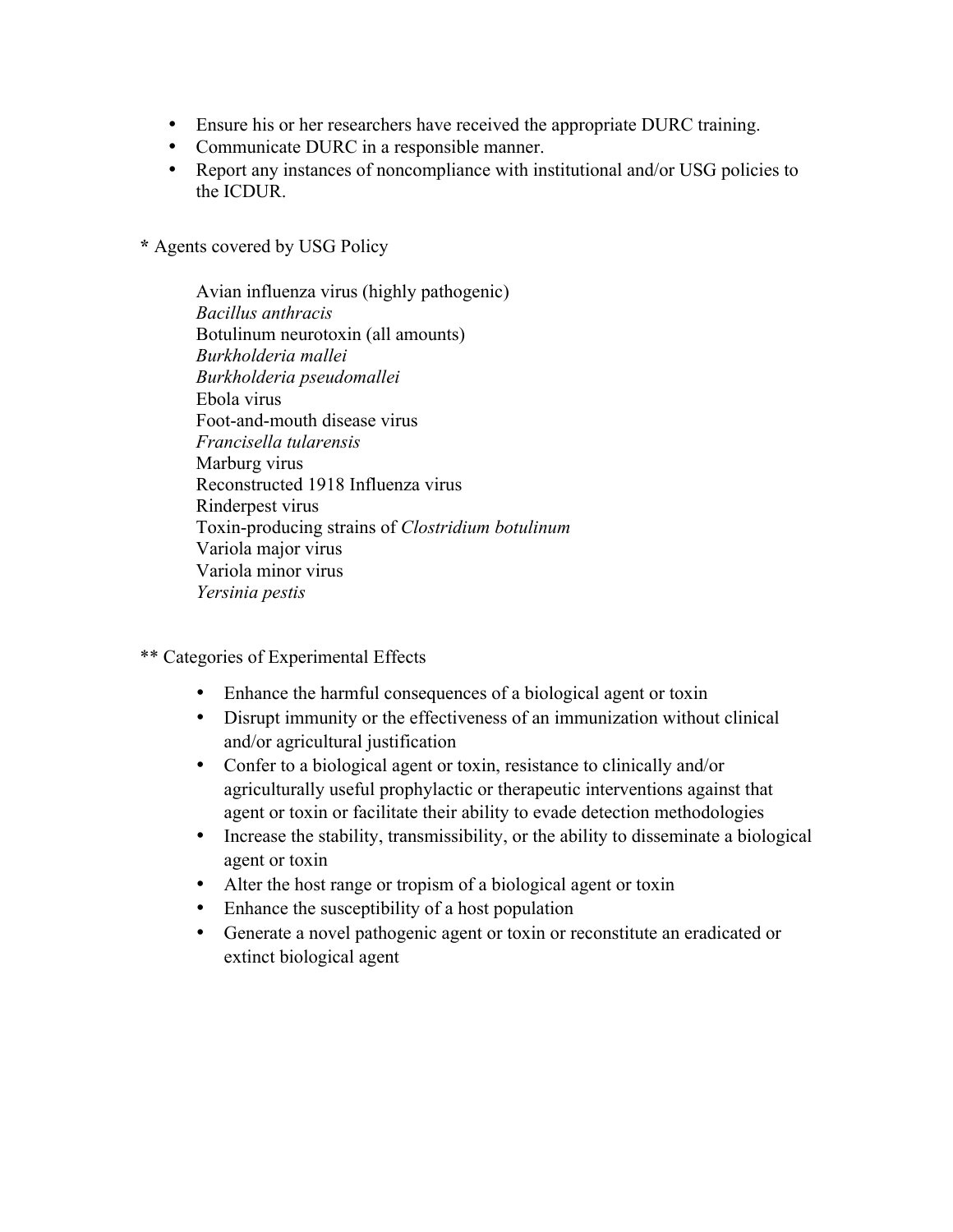- Ensure his or her researchers have received the appropriate DURC training.
- Communicate DURC in a responsible manner.
- Report any instances of noncompliance with institutional and/or USG policies to the ICDUR.

**\*** Agents covered by USG Policy

> Avian influenza virus (highly pathogenic)
> *Bacillus anthracis*
> Botulinum neurotoxin (all amounts)
> *Burkholderia mallei*
> *Burkholderia pseudomallei*
> Ebola virus
> Foot-and-mouth disease virus
> *Francisella tularensis*
> Marburg virus
> Reconstructed 1918 Influenza virus
> Rinderpest virus
> Toxin-producing strains of *Clostridium botulinum*
> Variola major virus
> Variola minor virus
> *Yersinia pestis*

** Categories of Experimental Effects

- Enhance the harmful consequences of a biological agent or toxin
- Disrupt immunity or the effectiveness of an immunization without clinical and/or agricultural justification
- Confer to a biological agent or toxin, resistance to clinically and/or agriculturally useful prophylactic or therapeutic interventions against that agent or toxin or facilitate their ability to evade detection methodologies
- Increase the stability, transmissibility, or the ability to disseminate a biological agent or toxin
- Alter the host range or tropism of a biological agent or toxin
- Enhance the susceptibility of a host population
- Generate a novel pathogenic agent or toxin or reconstitute an eradicated or extinct biological agent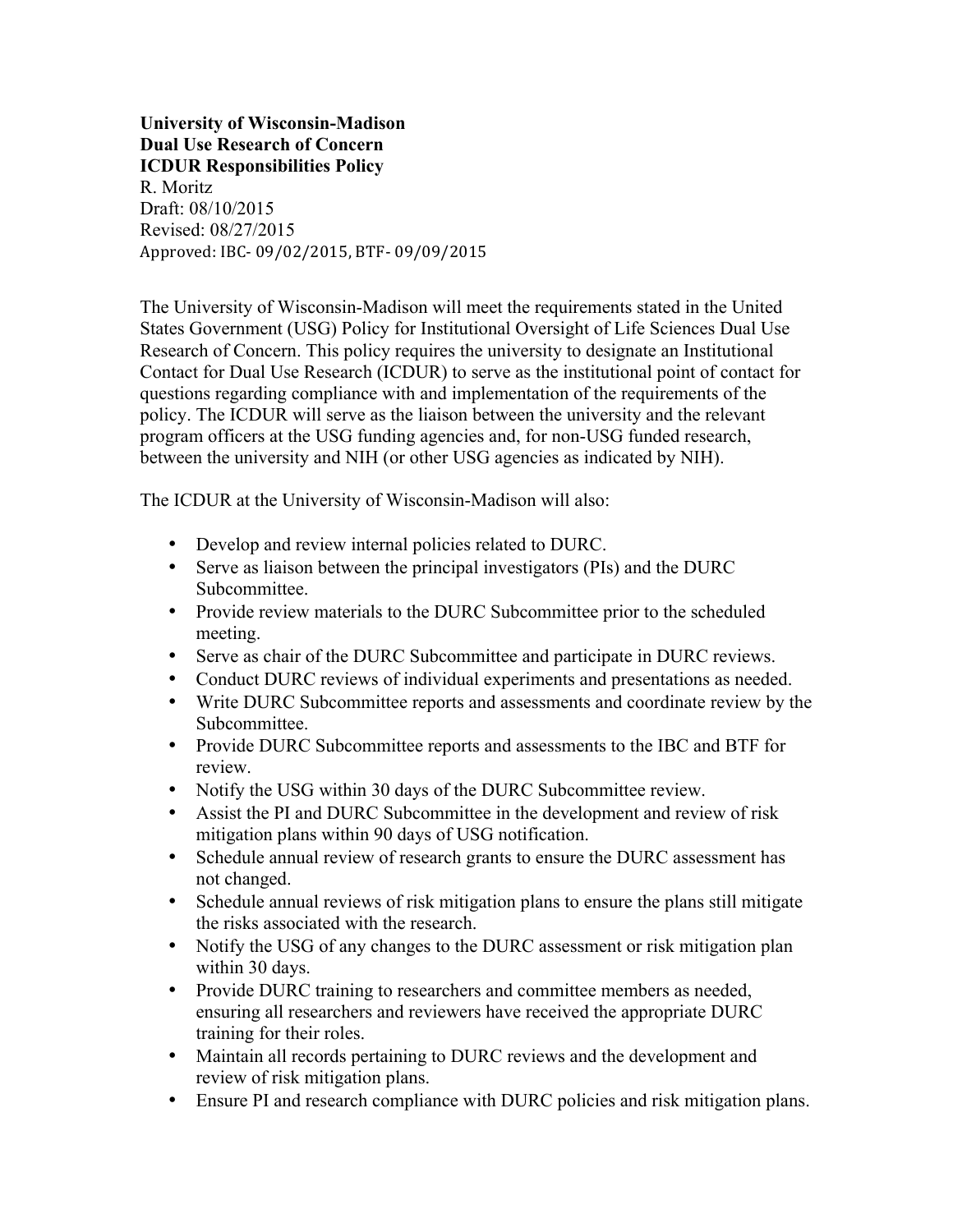**University of Wisconsin-Madison**
**Dual Use Research of Concern**
**ICDUR Responsibilities Policy**
R. Moritz
Draft: 08/10/2015
Revised: 08/27/2015
Approved: IBC- 09/02/2015, BTF- 09/09/2015

The University of Wisconsin-Madison will meet the requirements stated in the United States Government (USG) Policy for Institutional Oversight of Life Sciences Dual Use Research of Concern. This policy requires the university to designate an Institutional Contact for Dual Use Research (ICDUR) to serve as the institutional point of contact for questions regarding compliance with and implementation of the requirements of the policy. The ICDUR will serve as the liaison between the university and the relevant program officers at the USG funding agencies and, for non-USG funded research, between the university and NIH (or other USG agencies as indicated by NIH).

The ICDUR at the University of Wisconsin-Madison will also:

- Develop and review internal policies related to DURC.
- Serve as liaison between the principal investigators (PIs) and the DURC Subcommittee.
- Provide review materials to the DURC Subcommittee prior to the scheduled meeting.
- Serve as chair of the DURC Subcommittee and participate in DURC reviews.
- Conduct DURC reviews of individual experiments and presentations as needed.
- Write DURC Subcommittee reports and assessments and coordinate review by the Subcommittee.
- Provide DURC Subcommittee reports and assessments to the IBC and BTF for review.
- Notify the USG within 30 days of the DURC Subcommittee review.
- Assist the PI and DURC Subcommittee in the development and review of risk mitigation plans within 90 days of USG notification.
- Schedule annual review of research grants to ensure the DURC assessment has not changed.
- Schedule annual reviews of risk mitigation plans to ensure the plans still mitigate the risks associated with the research.
- Notify the USG of any changes to the DURC assessment or risk mitigation plan within 30 days.
- Provide DURC training to researchers and committee members as needed, ensuring all researchers and reviewers have received the appropriate DURC training for their roles.
- Maintain all records pertaining to DURC reviews and the development and review of risk mitigation plans.
- Ensure PI and research compliance with DURC policies and risk mitigation plans.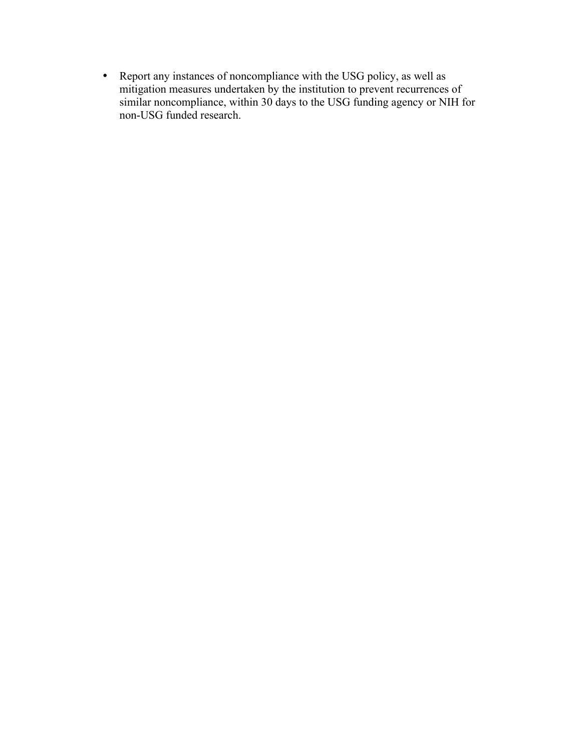- Report any instances of noncompliance with the USG policy, as well as mitigation measures undertaken by the institution to prevent recurrences of similar noncompliance, within 30 days to the USG funding agency or NIH for non-USG funded research.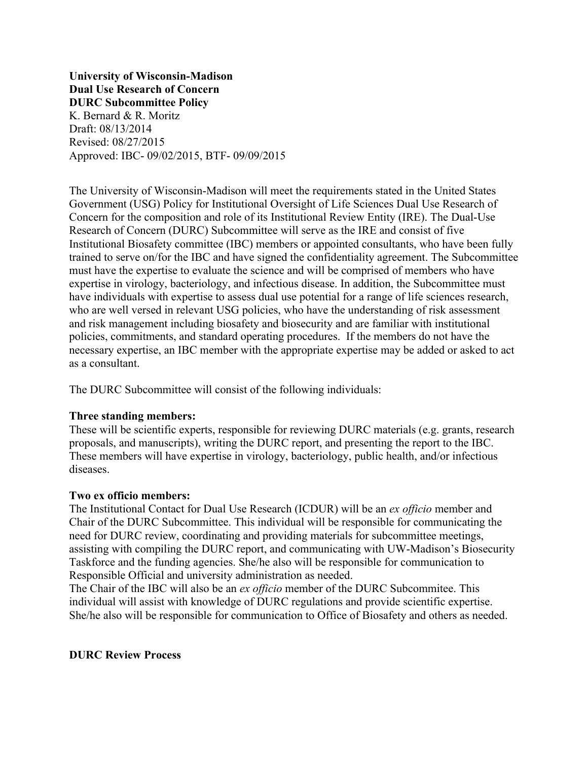**University of Wisconsin-Madison**
**Dual Use Research of Concern**
**DURC Subcommittee Policy**
K. Bernard & R. Moritz
Draft: 08/13/2014
Revised: 08/27/2015
Approved: IBC- 09/02/2015, BTF- 09/09/2015

The University of Wisconsin-Madison will meet the requirements stated in the United States Government (USG) Policy for Institutional Oversight of Life Sciences Dual Use Research of Concern for the composition and role of its Institutional Review Entity (IRE). The Dual-Use Research of Concern (DURC) Subcommittee will serve as the IRE and consist of five Institutional Biosafety committee (IBC) members or appointed consultants, who have been fully trained to serve on/for the IBC and have signed the confidentiality agreement. The Subcommittee must have the expertise to evaluate the science and will be comprised of members who have expertise in virology, bacteriology, and infectious disease. In addition, the Subcommittee must have individuals with expertise to assess dual use potential for a range of life sciences research, who are well versed in relevant USG policies, who have the understanding of risk assessment and risk management including biosafety and biosecurity and are familiar with institutional policies, commitments, and standard operating procedures. If the members do not have the necessary expertise, an IBC member with the appropriate expertise may be added or asked to act as a consultant.

The DURC Subcommittee will consist of the following individuals:

**Three standing members:**
These will be scientific experts, responsible for reviewing DURC materials (e.g. grants, research proposals, and manuscripts), writing the DURC report, and presenting the report to the IBC. These members will have expertise in virology, bacteriology, public health, and/or infectious diseases.

**Two ex officio members:**
The Institutional Contact for Dual Use Research (ICDUR) will be an *ex officio* member and Chair of the DURC Subcommittee. This individual will be responsible for communicating the need for DURC review, coordinating and providing materials for subcommittee meetings, assisting with compiling the DURC report, and communicating with UW-Madison's Biosecurity Taskforce and the funding agencies. She/he also will be responsible for communication to Responsible Official and university administration as needed.
The Chair of the IBC will also be an *ex officio* member of the DURC Subcommitee. This individual will assist with knowledge of DURC regulations and provide scientific expertise. She/he also will be responsible for communication to Office of Biosafety and others as needed.

**DURC Review Process**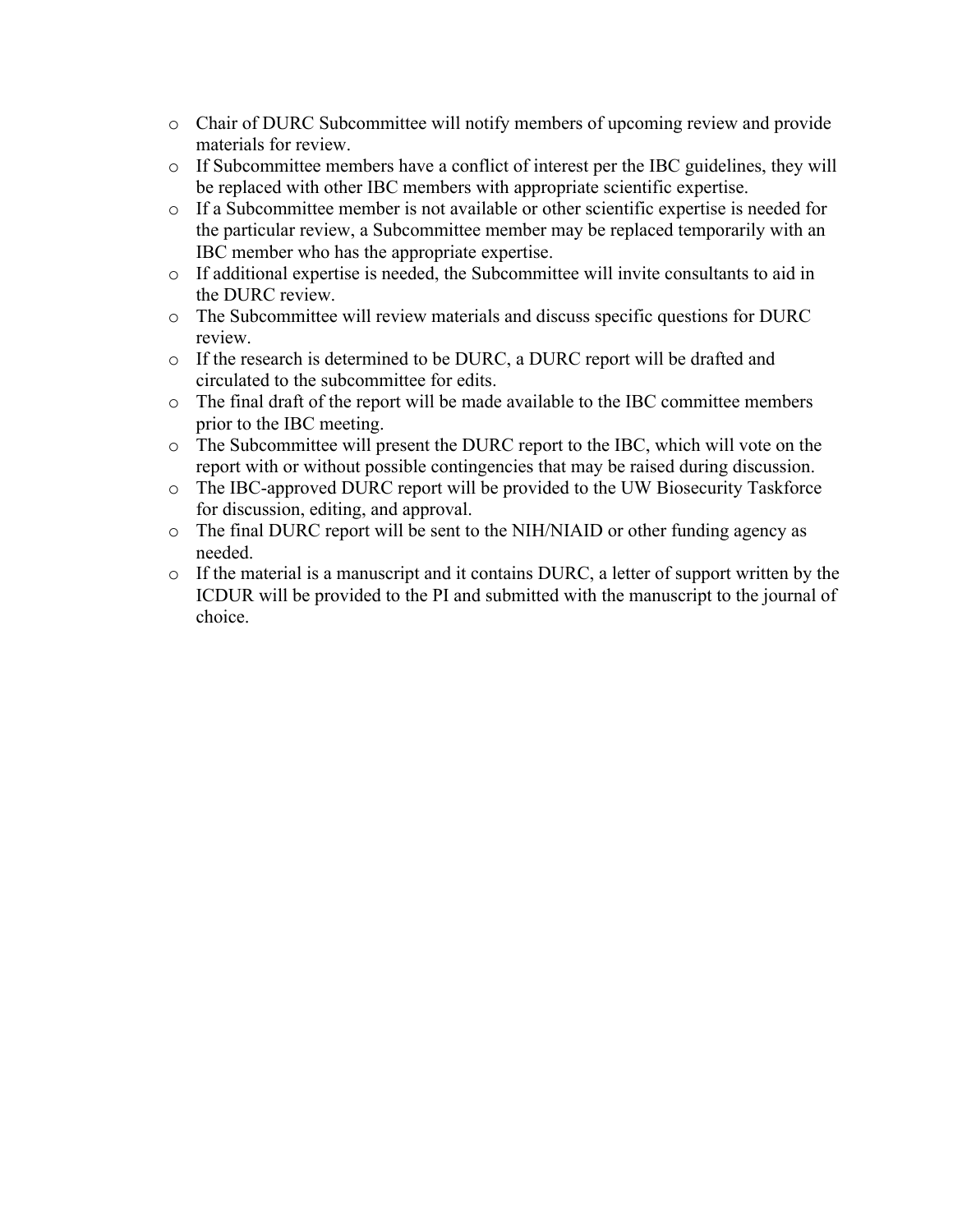- Chair of DURC Subcommittee will notify members of upcoming review and provide materials for review.
- If Subcommittee members have a conflict of interest per the IBC guidelines, they will be replaced with other IBC members with appropriate scientific expertise.
- If a Subcommittee member is not available or other scientific expertise is needed for the particular review, a Subcommittee member may be replaced temporarily with an IBC member who has the appropriate expertise.
- If additional expertise is needed, the Subcommittee will invite consultants to aid in the DURC review.
- The Subcommittee will review materials and discuss specific questions for DURC review.
- If the research is determined to be DURC, a DURC report will be drafted and circulated to the subcommittee for edits.
- The final draft of the report will be made available to the IBC committee members prior to the IBC meeting.
- The Subcommittee will present the DURC report to the IBC, which will vote on the report with or without possible contingencies that may be raised during discussion.
- The IBC-approved DURC report will be provided to the UW Biosecurity Taskforce for discussion, editing, and approval.
- The final DURC report will be sent to the NIH/NIAID or other funding agency as needed.
- If the material is a manuscript and it contains DURC, a letter of support written by the ICDUR will be provided to the PI and submitted with the manuscript to the journal of choice.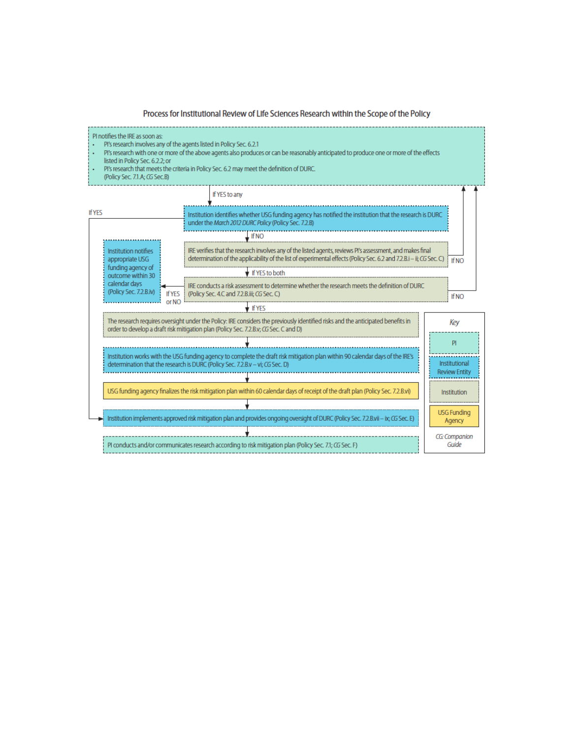## Process for Institutional Review of Life Sciences Research within the Scope of the Policy

PI notifies the IRE as soon as:

- PI's research involves any of the agents listed in Policy Sec. 6.2.1
- PI's research with one or more of the above agents also produces or can be reasonably anticipated to produce one or more of the effects listed in Policy Sec. 6.2.2; or
- PI's research that meets the criteria in Policy Sec. 6.2 may meet the definition of DURC.

(Policy Sec. 7.1.A; CG Sec. B)

If YES to any

Institution identifies whether USG funding agency has notified the institution that the research is DURC under the *March 2012 DURC Policy* (Policy Sec. 7.2.B)

If YES → Institution implements approved risk mitigation plan and provides ongoing oversight of DURC (Policy Sec. 7.2.B.vii – ix; CG Sec. E)

If NO

IRE verifies that the research involves any of the listed agents, reviews PI's assessment, and makes final determination of the applicability of the list of experimental effects (Policy Sec. 6.2 and 7.2.B.i – ii; CG Sec. C)

If NO → return to PI

If YES to both

IRE conducts a risk assessment to determine whether the research meets the definition of DURC (Policy Sec. 4.C and 7.2.B.iii; CG Sec. C)

If NO → return to PI

If YES or NO → Institution notifies appropriate USG funding agency of outcome within 30 calendar days (Policy Sec. 7.2.B.iv)

If YES

The research requires oversight under the Policy: IRE considers the previously identified risks and the anticipated benefits in order to develop a draft risk mitigation plan (Policy Sec. 7.2.B.v; CG Sec. C and D)

Institution works with the USG funding agency to complete the draft risk mitigation plan within 90 calendar days of the IRE's determination that the research is DURC (Policy Sec. 7.2.B.v – vi; CG Sec. D)

USG funding agency finalizes the risk mitigation plan within 60 calendar days of receipt of the draft plan (Policy Sec. 7.2.B.vi)

Institution implements approved risk mitigation plan and provides ongoing oversight of DURC (Policy Sec. 7.2.B.vii – ix; CG Sec. E)

PI conducts and/or communicates research according to risk mitigation plan (Policy Sec. 7.1; CG Sec. F)

**Key**

- PI
- Institutional Review Entity
- Institution
- USG Funding Agency

*CG: Companion Guide*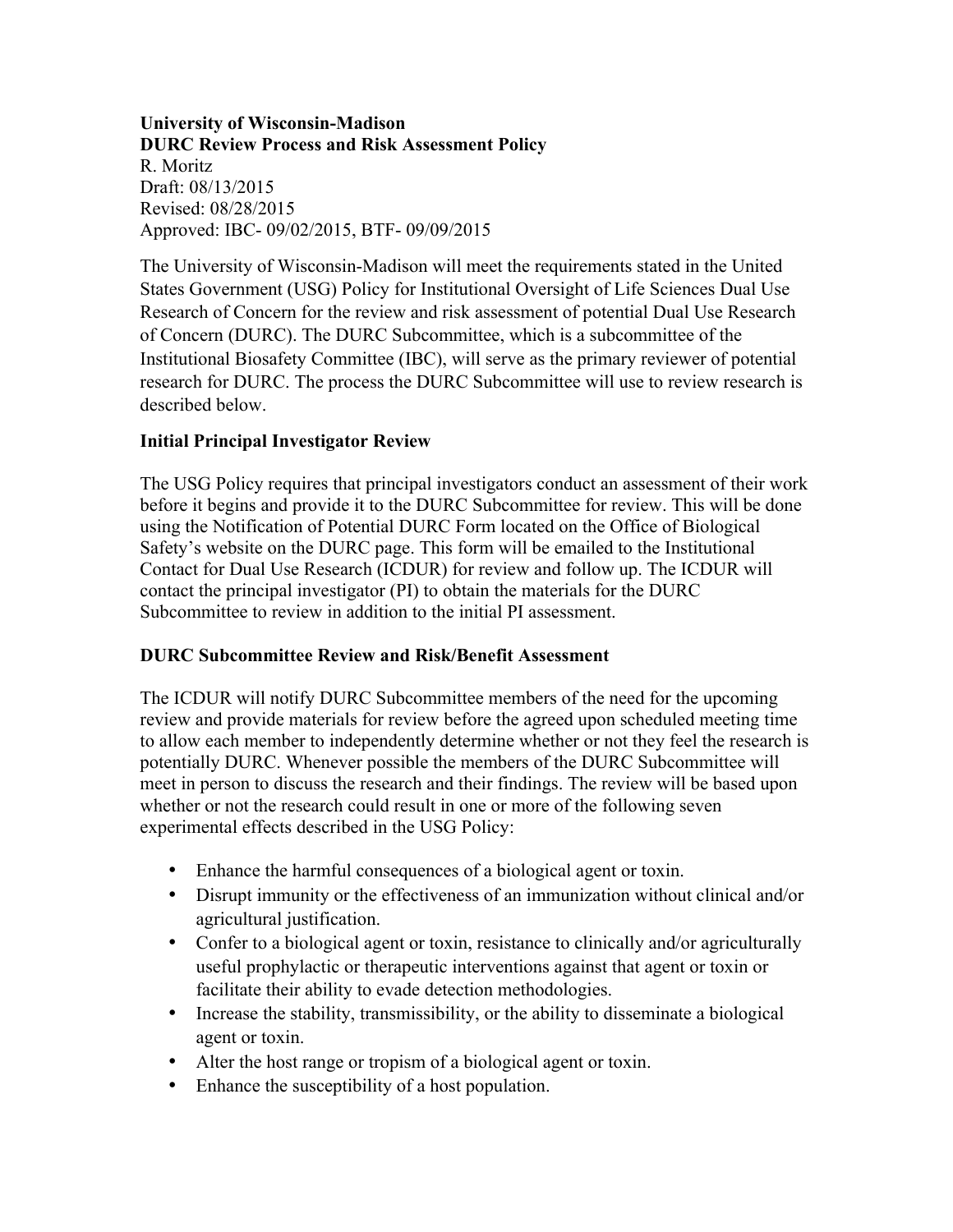**University of Wisconsin-Madison**
**DURC Review Process and Risk Assessment Policy**
R. Moritz
Draft: 08/13/2015
Revised: 08/28/2015
Approved: IBC- 09/02/2015, BTF- 09/09/2015

The University of Wisconsin-Madison will meet the requirements stated in the United States Government (USG) Policy for Institutional Oversight of Life Sciences Dual Use Research of Concern for the review and risk assessment of potential Dual Use Research of Concern (DURC). The DURC Subcommittee, which is a subcommittee of the Institutional Biosafety Committee (IBC), will serve as the primary reviewer of potential research for DURC. The process the DURC Subcommittee will use to review research is described below.

**Initial Principal Investigator Review**

The USG Policy requires that principal investigators conduct an assessment of their work before it begins and provide it to the DURC Subcommittee for review. This will be done using the Notification of Potential DURC Form located on the Office of Biological Safety's website on the DURC page. This form will be emailed to the Institutional Contact for Dual Use Research (ICDUR) for review and follow up. The ICDUR will contact the principal investigator (PI) to obtain the materials for the DURC Subcommittee to review in addition to the initial PI assessment.

**DURC Subcommittee Review and Risk/Benefit Assessment**

The ICDUR will notify DURC Subcommittee members of the need for the upcoming review and provide materials for review before the agreed upon scheduled meeting time to allow each member to independently determine whether or not they feel the research is potentially DURC. Whenever possible the members of the DURC Subcommittee will meet in person to discuss the research and their findings. The review will be based upon whether or not the research could result in one or more of the following seven experimental effects described in the USG Policy:

- Enhance the harmful consequences of a biological agent or toxin.
- Disrupt immunity or the effectiveness of an immunization without clinical and/or agricultural justification.
- Confer to a biological agent or toxin, resistance to clinically and/or agriculturally useful prophylactic or therapeutic interventions against that agent or toxin or facilitate their ability to evade detection methodologies.
- Increase the stability, transmissibility, or the ability to disseminate a biological agent or toxin.
- Alter the host range or tropism of a biological agent or toxin.
- Enhance the susceptibility of a host population.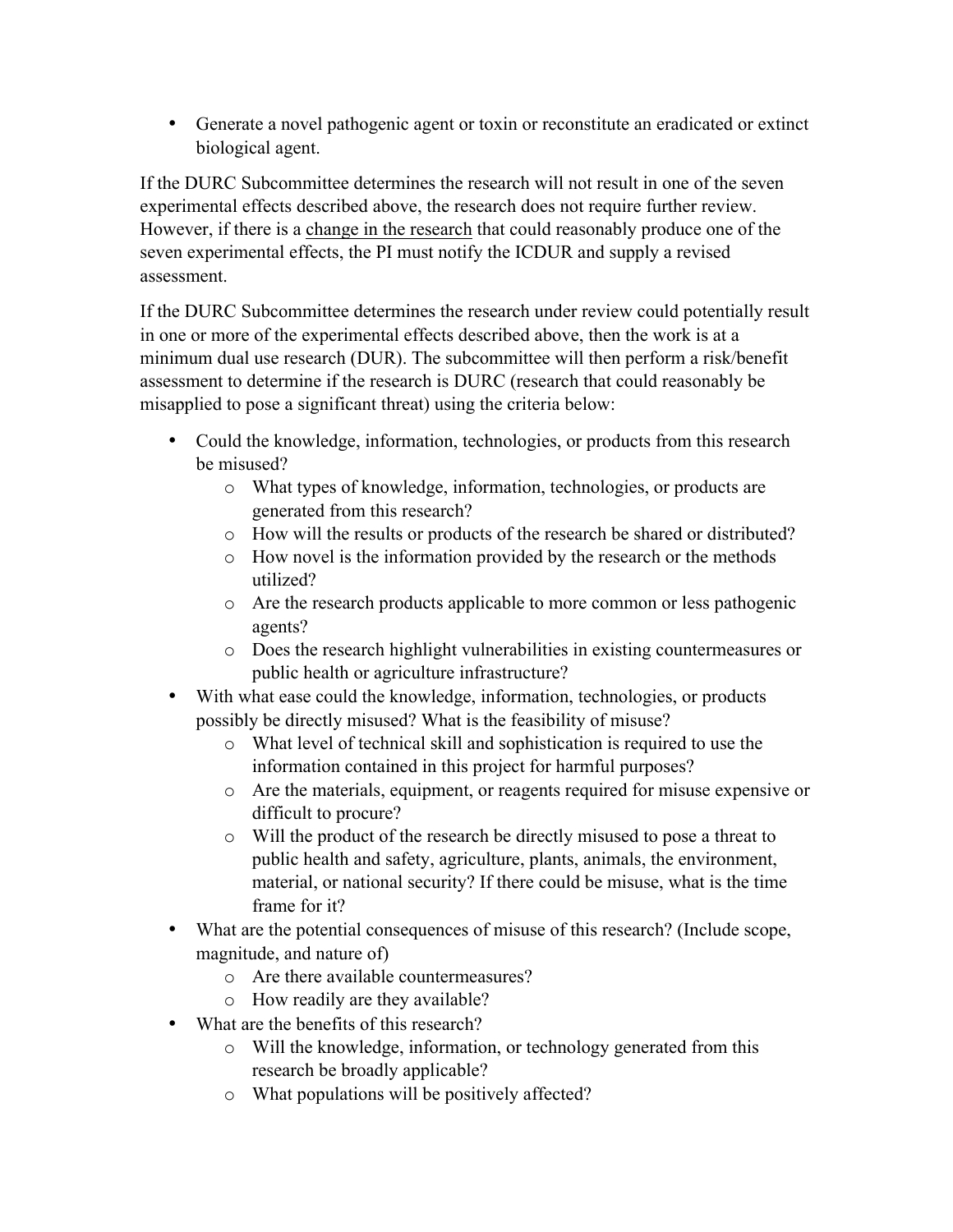- Generate a novel pathogenic agent or toxin or reconstitute an eradicated or extinct biological agent.

If the DURC Subcommittee determines the research will not result in one of the seven experimental effects described above, the research does not require further review. However, if there is a <u>change in the research</u> that could reasonably produce one of the seven experimental effects, the PI must notify the ICDUR and supply a revised assessment.

If the DURC Subcommittee determines the research under review could potentially result in one or more of the experimental effects described above, then the work is at a minimum dual use research (DUR). The subcommittee will then perform a risk/benefit assessment to determine if the research is DURC (research that could reasonably be misapplied to pose a significant threat) using the criteria below:

- Could the knowledge, information, technologies, or products from this research be misused?
  - What types of knowledge, information, technologies, or products are generated from this research?
  - How will the results or products of the research be shared or distributed?
  - How novel is the information provided by the research or the methods utilized?
  - Are the research products applicable to more common or less pathogenic agents?
  - Does the research highlight vulnerabilities in existing countermeasures or public health or agriculture infrastructure?
- With what ease could the knowledge, information, technologies, or products possibly be directly misused? What is the feasibility of misuse?
  - What level of technical skill and sophistication is required to use the information contained in this project for harmful purposes?
  - Are the materials, equipment, or reagents required for misuse expensive or difficult to procure?
  - Will the product of the research be directly misused to pose a threat to public health and safety, agriculture, plants, animals, the environment, material, or national security? If there could be misuse, what is the time frame for it?
- What are the potential consequences of misuse of this research? (Include scope, magnitude, and nature of)
  - Are there available countermeasures?
  - How readily are they available?
- What are the benefits of this research?
  - Will the knowledge, information, or technology generated from this research be broadly applicable?
  - What populations will be positively affected?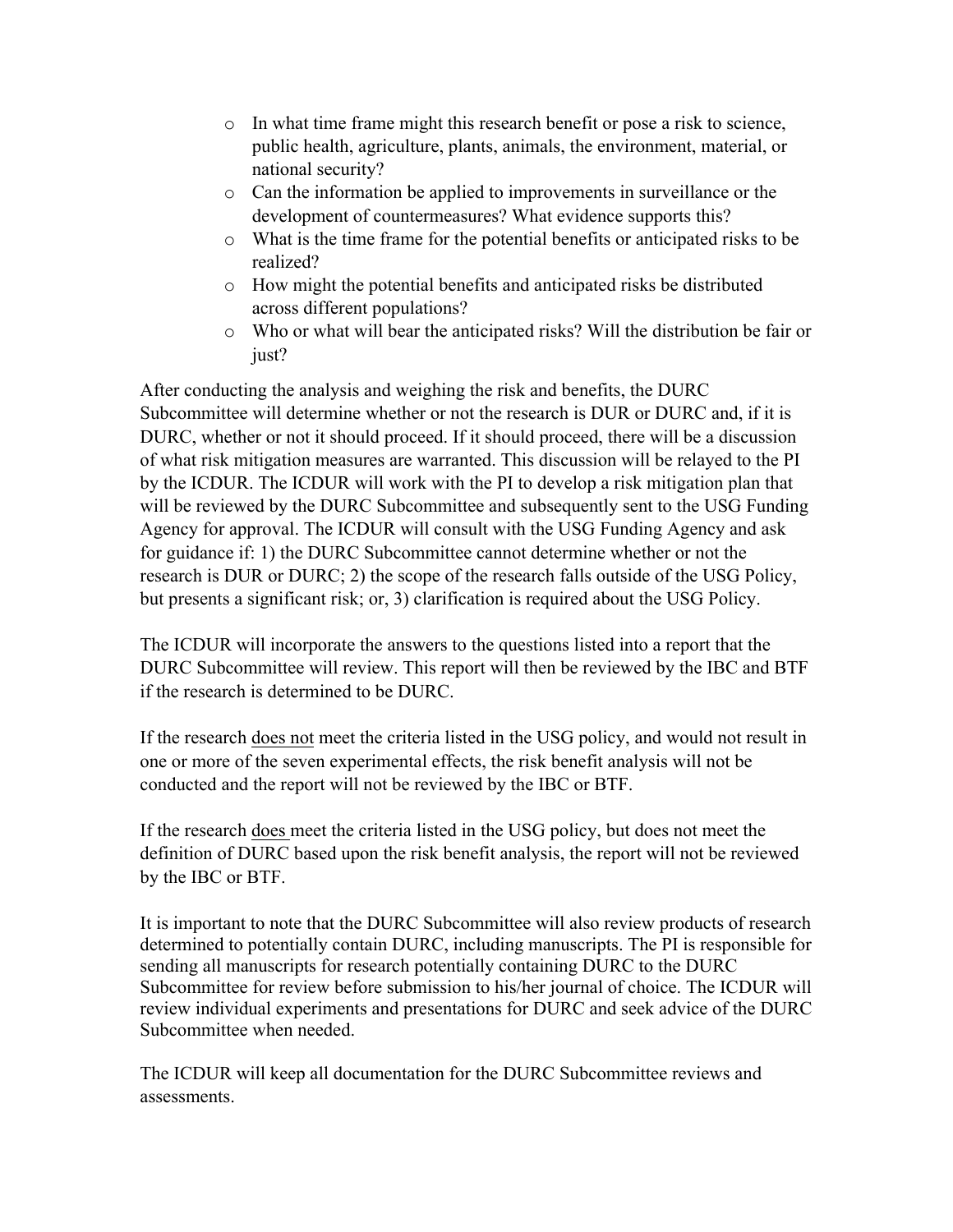- In what time frame might this research benefit or pose a risk to science, public health, agriculture, plants, animals, the environment, material, or national security?
- Can the information be applied to improvements in surveillance or the development of countermeasures? What evidence supports this?
- What is the time frame for the potential benefits or anticipated risks to be realized?
- How might the potential benefits and anticipated risks be distributed across different populations?
- Who or what will bear the anticipated risks? Will the distribution be fair or just?

After conducting the analysis and weighing the risk and benefits, the DURC Subcommittee will determine whether or not the research is DUR or DURC and, if it is DURC, whether or not it should proceed. If it should proceed, there will be a discussion of what risk mitigation measures are warranted. This discussion will be relayed to the PI by the ICDUR. The ICDUR will work with the PI to develop a risk mitigation plan that will be reviewed by the DURC Subcommittee and subsequently sent to the USG Funding Agency for approval. The ICDUR will consult with the USG Funding Agency and ask for guidance if: 1) the DURC Subcommittee cannot determine whether or not the research is DUR or DURC; 2) the scope of the research falls outside of the USG Policy, but presents a significant risk; or, 3) clarification is required about the USG Policy.

The ICDUR will incorporate the answers to the questions listed into a report that the DURC Subcommittee will review. This report will then be reviewed by the IBC and BTF if the research is determined to be DURC.

If the research <u>does not</u> meet the criteria listed in the USG policy, and would not result in one or more of the seven experimental effects, the risk benefit analysis will not be conducted and the report will not be reviewed by the IBC or BTF.

If the research <u>does</u> meet the criteria listed in the USG policy, but does not meet the definition of DURC based upon the risk benefit analysis, the report will not be reviewed by the IBC or BTF.

It is important to note that the DURC Subcommittee will also review products of research determined to potentially contain DURC, including manuscripts. The PI is responsible for sending all manuscripts for research potentially containing DURC to the DURC Subcommittee for review before submission to his/her journal of choice. The ICDUR will review individual experiments and presentations for DURC and seek advice of the DURC Subcommittee when needed.

The ICDUR will keep all documentation for the DURC Subcommittee reviews and assessments.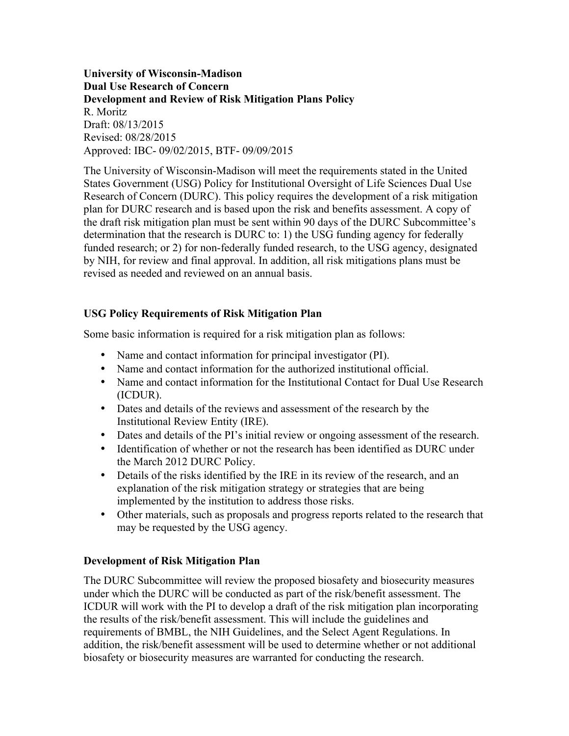**University of Wisconsin-Madison**
**Dual Use Research of Concern**
**Development and Review of Risk Mitigation Plans Policy**
R. Moritz
Draft: 08/13/2015
Revised: 08/28/2015
Approved: IBC- 09/02/2015, BTF- 09/09/2015

The University of Wisconsin-Madison will meet the requirements stated in the United States Government (USG) Policy for Institutional Oversight of Life Sciences Dual Use Research of Concern (DURC). This policy requires the development of a risk mitigation plan for DURC research and is based upon the risk and benefits assessment. A copy of the draft risk mitigation plan must be sent within 90 days of the DURC Subcommittee's determination that the research is DURC to: 1) the USG funding agency for federally funded research; or 2) for non-federally funded research, to the USG agency, designated by NIH, for review and final approval. In addition, all risk mitigations plans must be revised as needed and reviewed on an annual basis.

### USG Policy Requirements of Risk Mitigation Plan

Some basic information is required for a risk mitigation plan as follows:

- Name and contact information for principal investigator (PI).
- Name and contact information for the authorized institutional official.
- Name and contact information for the Institutional Contact for Dual Use Research (ICDUR).
- Dates and details of the reviews and assessment of the research by the Institutional Review Entity (IRE).
- Dates and details of the PI's initial review or ongoing assessment of the research.
- Identification of whether or not the research has been identified as DURC under the March 2012 DURC Policy.
- Details of the risks identified by the IRE in its review of the research, and an explanation of the risk mitigation strategy or strategies that are being implemented by the institution to address those risks.
- Other materials, such as proposals and progress reports related to the research that may be requested by the USG agency.

### Development of Risk Mitigation Plan

The DURC Subcommittee will review the proposed biosafety and biosecurity measures under which the DURC will be conducted as part of the risk/benefit assessment. The ICDUR will work with the PI to develop a draft of the risk mitigation plan incorporating the results of the risk/benefit assessment. This will include the guidelines and requirements of BMBL, the NIH Guidelines, and the Select Agent Regulations. In addition, the risk/benefit assessment will be used to determine whether or not additional biosafety or biosecurity measures are warranted for conducting the research.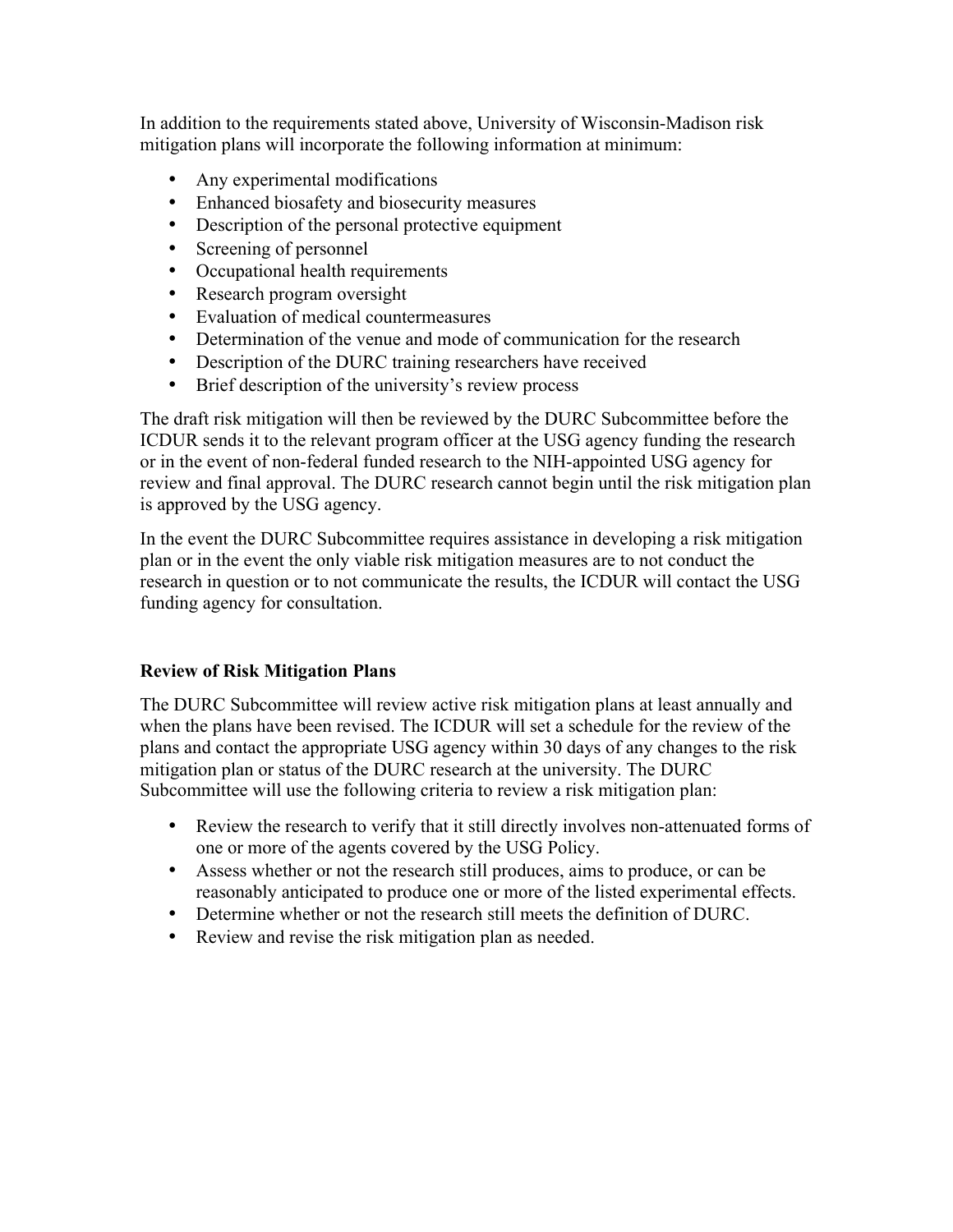In addition to the requirements stated above, University of Wisconsin-Madison risk mitigation plans will incorporate the following information at minimum:

- Any experimental modifications
- Enhanced biosafety and biosecurity measures
- Description of the personal protective equipment
- Screening of personnel
- Occupational health requirements
- Research program oversight
- Evaluation of medical countermeasures
- Determination of the venue and mode of communication for the research
- Description of the DURC training researchers have received
- Brief description of the university's review process

The draft risk mitigation will then be reviewed by the DURC Subcommittee before the ICDUR sends it to the relevant program officer at the USG agency funding the research or in the event of non-federal funded research to the NIH-appointed USG agency for review and final approval. The DURC research cannot begin until the risk mitigation plan is approved by the USG agency.

In the event the DURC Subcommittee requires assistance in developing a risk mitigation plan or in the event the only viable risk mitigation measures are to not conduct the research in question or to not communicate the results, the ICDUR will contact the USG funding agency for consultation.

**Review of Risk Mitigation Plans**

The DURC Subcommittee will review active risk mitigation plans at least annually and when the plans have been revised. The ICDUR will set a schedule for the review of the plans and contact the appropriate USG agency within 30 days of any changes to the risk mitigation plan or status of the DURC research at the university. The DURC Subcommittee will use the following criteria to review a risk mitigation plan:

- Review the research to verify that it still directly involves non-attenuated forms of one or more of the agents covered by the USG Policy.
- Assess whether or not the research still produces, aims to produce, or can be reasonably anticipated to produce one or more of the listed experimental effects.
- Determine whether or not the research still meets the definition of DURC.
- Review and revise the risk mitigation plan as needed.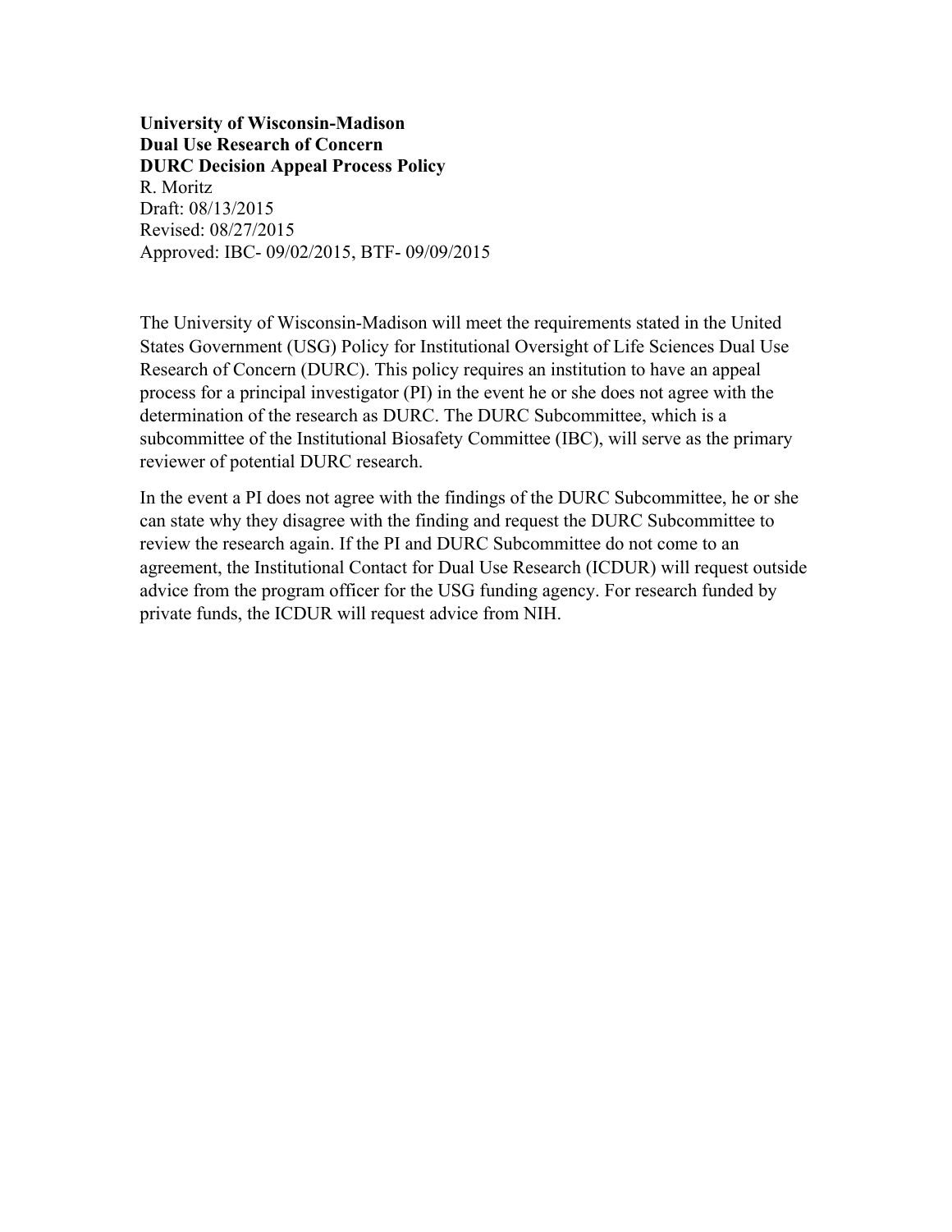**University of Wisconsin-Madison**
**Dual Use Research of Concern**
**DURC Decision Appeal Process Policy**
R. Moritz
Draft: 08/13/2015
Revised: 08/27/2015
Approved: IBC- 09/02/2015, BTF- 09/09/2015

The University of Wisconsin-Madison will meet the requirements stated in the United States Government (USG) Policy for Institutional Oversight of Life Sciences Dual Use Research of Concern (DURC). This policy requires an institution to have an appeal process for a principal investigator (PI) in the event he or she does not agree with the determination of the research as DURC. The DURC Subcommittee, which is a subcommittee of the Institutional Biosafety Committee (IBC), will serve as the primary reviewer of potential DURC research.

In the event a PI does not agree with the findings of the DURC Subcommittee, he or she can state why they disagree with the finding and request the DURC Subcommittee to review the research again. If the PI and DURC Subcommittee do not come to an agreement, the Institutional Contact for Dual Use Research (ICDUR) will request outside advice from the program officer for the USG funding agency. For research funded by private funds, the ICDUR will request advice from NIH.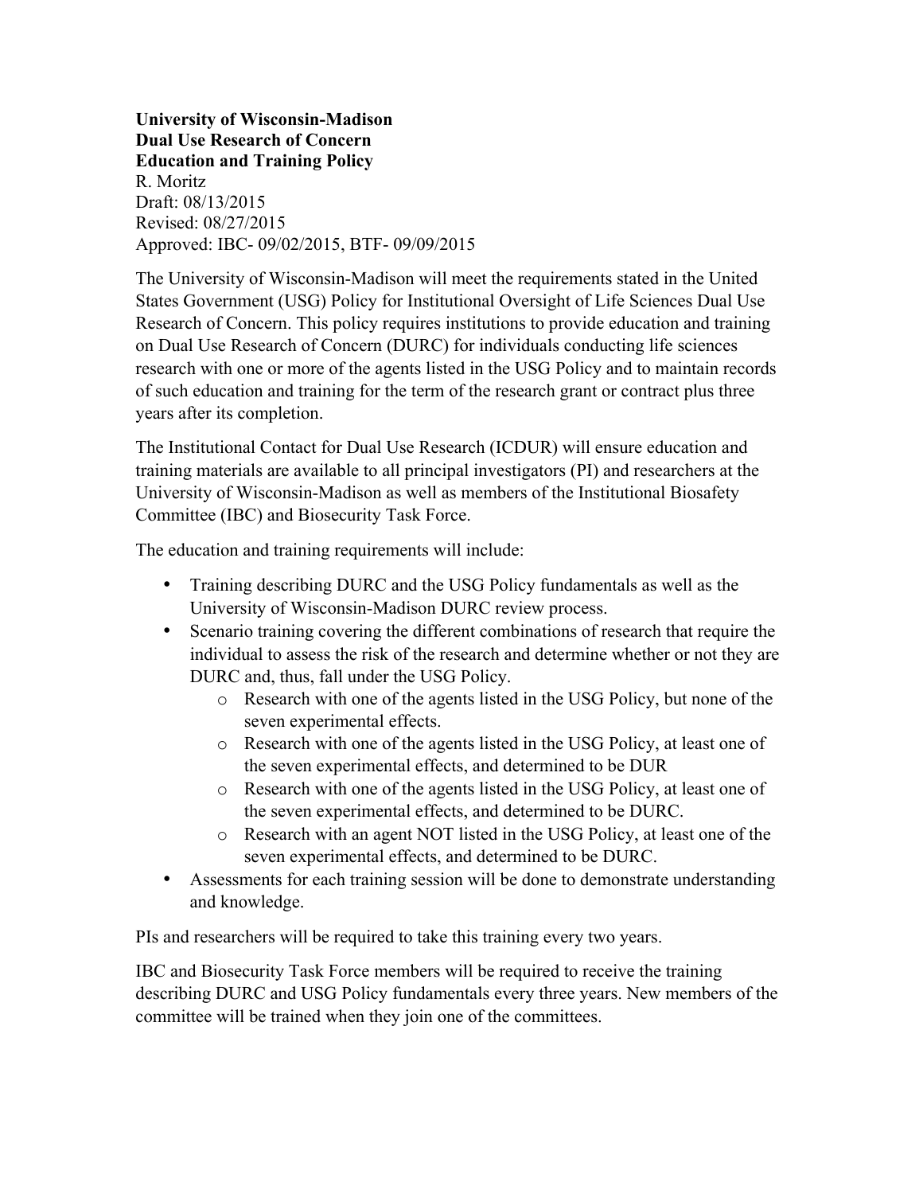**University of Wisconsin-Madison**
**Dual Use Research of Concern**
**Education and Training Policy**
R. Moritz
Draft: 08/13/2015
Revised: 08/27/2015
Approved: IBC- 09/02/2015, BTF- 09/09/2015

The University of Wisconsin-Madison will meet the requirements stated in the United States Government (USG) Policy for Institutional Oversight of Life Sciences Dual Use Research of Concern. This policy requires institutions to provide education and training on Dual Use Research of Concern (DURC) for individuals conducting life sciences research with one or more of the agents listed in the USG Policy and to maintain records of such education and training for the term of the research grant or contract plus three years after its completion.

The Institutional Contact for Dual Use Research (ICDUR) will ensure education and training materials are available to all principal investigators (PI) and researchers at the University of Wisconsin-Madison as well as members of the Institutional Biosafety Committee (IBC) and Biosecurity Task Force.

The education and training requirements will include:

- Training describing DURC and the USG Policy fundamentals as well as the University of Wisconsin-Madison DURC review process.
- Scenario training covering the different combinations of research that require the individual to assess the risk of the research and determine whether or not they are DURC and, thus, fall under the USG Policy.
  - Research with one of the agents listed in the USG Policy, but none of the seven experimental effects.
  - Research with one of the agents listed in the USG Policy, at least one of the seven experimental effects, and determined to be DUR
  - Research with one of the agents listed in the USG Policy, at least one of the seven experimental effects, and determined to be DURC.
  - Research with an agent NOT listed in the USG Policy, at least one of the seven experimental effects, and determined to be DURC.
- Assessments for each training session will be done to demonstrate understanding and knowledge.

PIs and researchers will be required to take this training every two years.

IBC and Biosecurity Task Force members will be required to receive the training describing DURC and USG Policy fundamentals every three years. New members of the committee will be trained when they join one of the committees.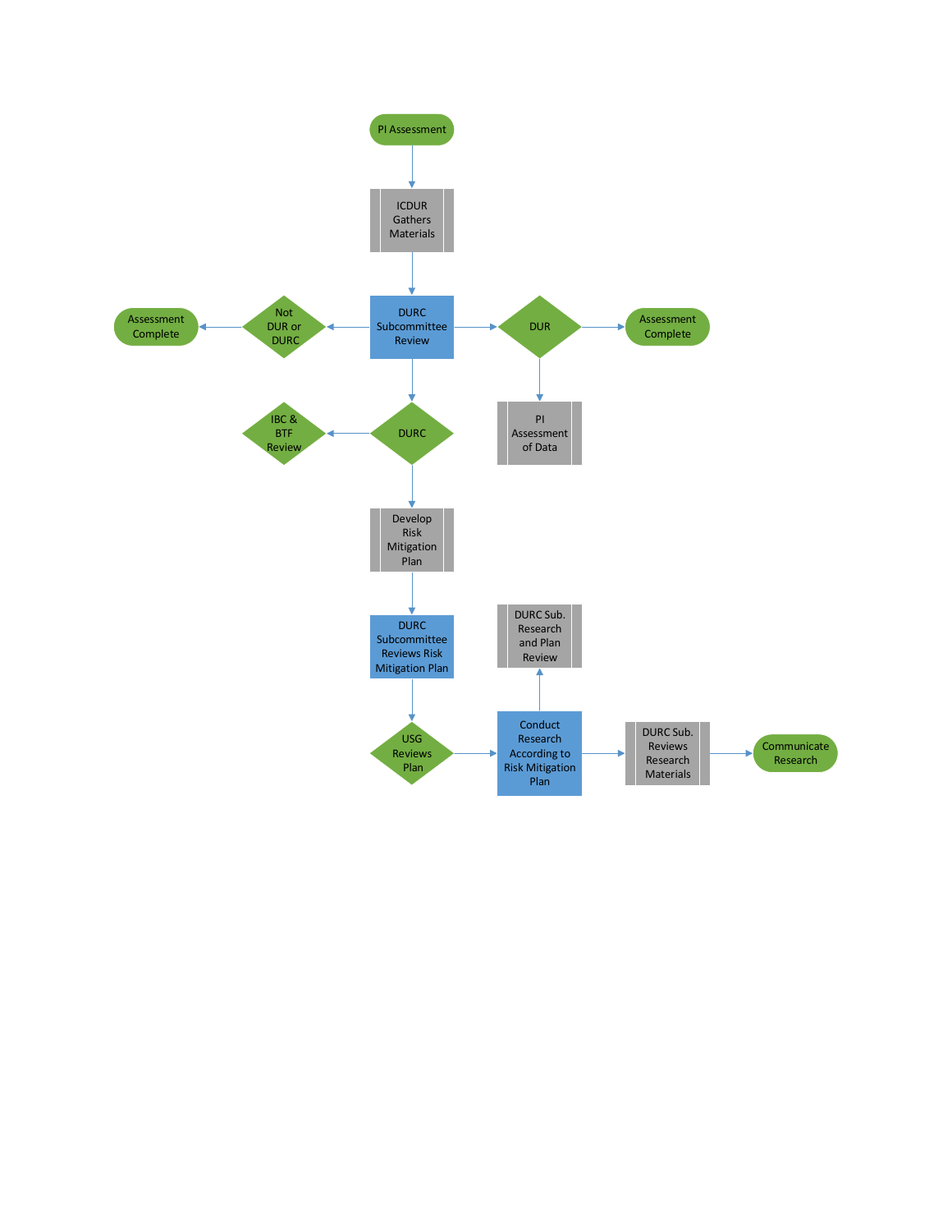PI Assessment

ICDUR Gathers Materials

DURC Subcommittee Review

Not DUR or DURC

Assessment Complete

DUR

Assessment Complete

PI Assessment of Data

DURC

IBC & BTF Review

Develop Risk Mitigation Plan

DURC Subcommittee Reviews Risk Mitigation Plan

USG Reviews Plan

Conduct Research According to Risk Mitigation Plan

DURC Sub. Research and Plan Review

DURC Sub. Reviews Research Materials

Communicate Research